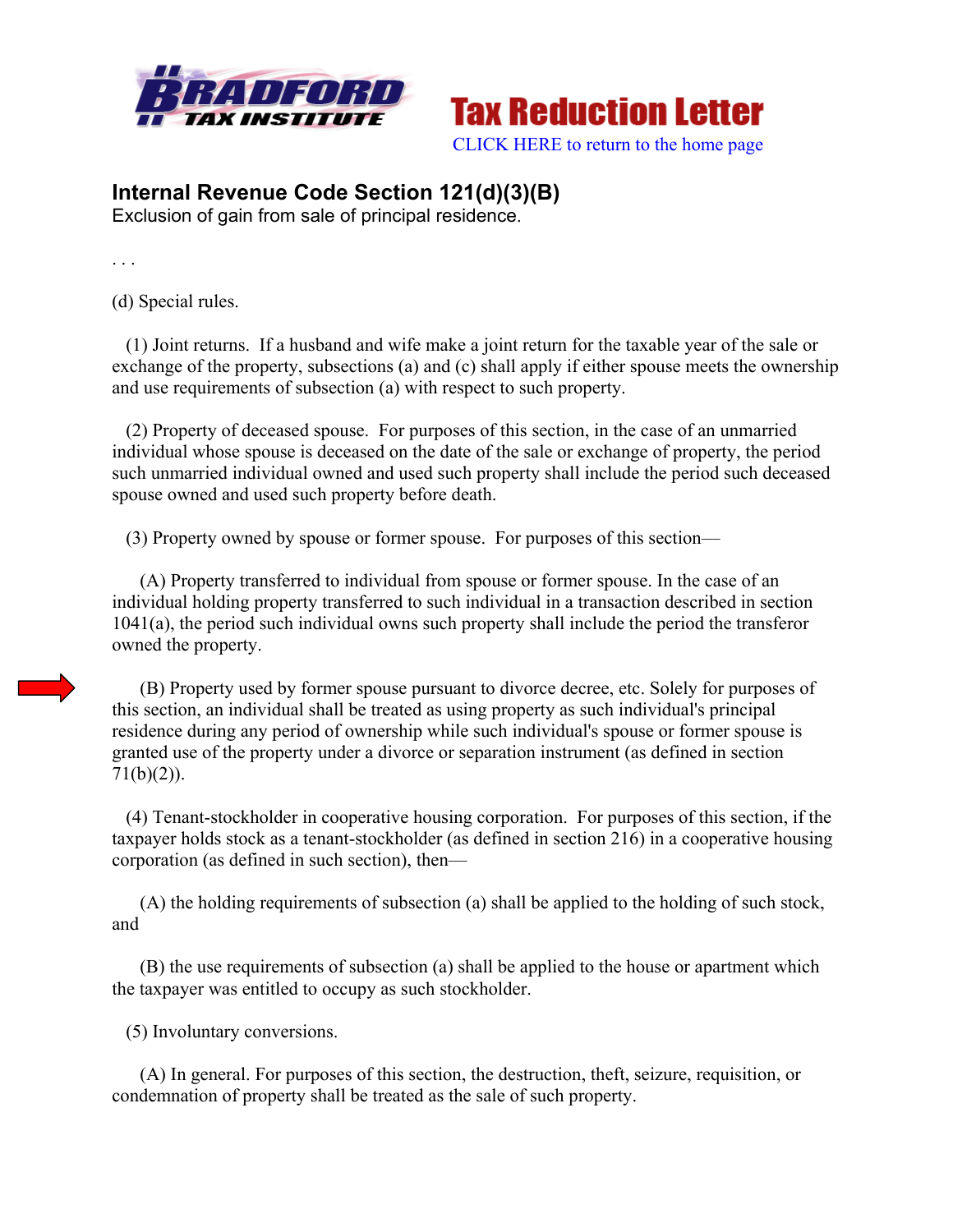Bradford Tax Institute

Tax Reduction Letter

CLICK HERE to return to the home page

## Internal Revenue Code Section 121(d)(3)(B)

Exclusion of gain from sale of principal residence.

. . .

(d) Special rules.

(1) Joint returns. If a husband and wife make a joint return for the taxable year of the sale or exchange of the property, subsections (a) and (c) shall apply if either spouse meets the ownership and use requirements of subsection (a) with respect to such property.

(2) Property of deceased spouse. For purposes of this section, in the case of an unmarried individual whose spouse is deceased on the date of the sale or exchange of property, the period such unmarried individual owned and used such property shall include the period such deceased spouse owned and used such property before death.

(3) Property owned by spouse or former spouse. For purposes of this section—

(A) Property transferred to individual from spouse or former spouse. In the case of an individual holding property transferred to such individual in a transaction described in section 1041(a), the period such individual owns such property shall include the period the transferor owned the property.

(B) Property used by former spouse pursuant to divorce decree, etc. Solely for purposes of this section, an individual shall be treated as using property as such individual's principal residence during any period of ownership while such individual's spouse or former spouse is granted use of the property under a divorce or separation instrument (as defined in section 71(b)(2)).

(4) Tenant-stockholder in cooperative housing corporation. For purposes of this section, if the taxpayer holds stock as a tenant-stockholder (as defined in section 216) in a cooperative housing corporation (as defined in such section), then—

(A) the holding requirements of subsection (a) shall be applied to the holding of such stock, and

(B) the use requirements of subsection (a) shall be applied to the house or apartment which the taxpayer was entitled to occupy as such stockholder.

(5) Involuntary conversions.

(A) In general. For purposes of this section, the destruction, theft, seizure, requisition, or condemnation of property shall be treated as the sale of such property.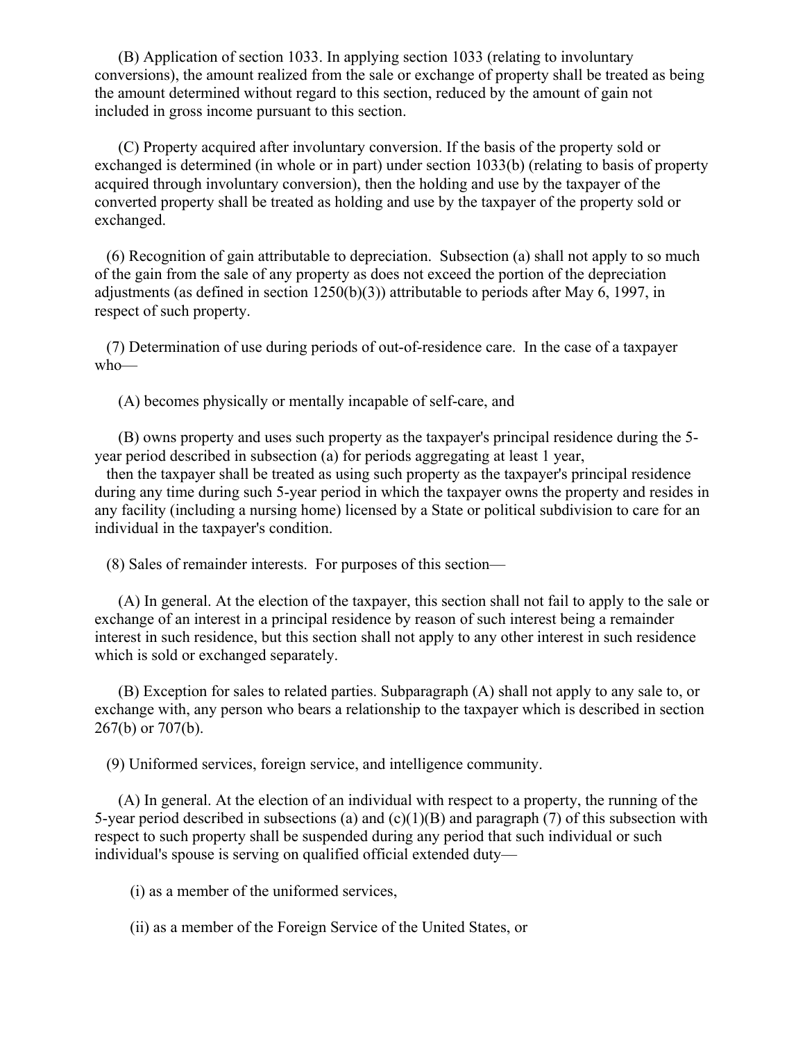(B) Application of section 1033. In applying section 1033 (relating to involuntary conversions), the amount realized from the sale or exchange of property shall be treated as being the amount determined without regard to this section, reduced by the amount of gain not included in gross income pursuant to this section.

(C) Property acquired after involuntary conversion. If the basis of the property sold or exchanged is determined (in whole or in part) under section 1033(b) (relating to basis of property acquired through involuntary conversion), then the holding and use by the taxpayer of the converted property shall be treated as holding and use by the taxpayer of the property sold or exchanged.

(6) Recognition of gain attributable to depreciation. Subsection (a) shall not apply to so much of the gain from the sale of any property as does not exceed the portion of the depreciation adjustments (as defined in section 1250(b)(3)) attributable to periods after May 6, 1997, in respect of such property.

(7) Determination of use during periods of out-of-residence care. In the case of a taxpayer who—

(A) becomes physically or mentally incapable of self-care, and

(B) owns property and uses such property as the taxpayer's principal residence during the 5-year period described in subsection (a) for periods aggregating at least 1 year,

then the taxpayer shall be treated as using such property as the taxpayer's principal residence during any time during such 5-year period in which the taxpayer owns the property and resides in any facility (including a nursing home) licensed by a State or political subdivision to care for an individual in the taxpayer's condition.

(8) Sales of remainder interests. For purposes of this section—

(A) In general. At the election of the taxpayer, this section shall not fail to apply to the sale or exchange of an interest in a principal residence by reason of such interest being a remainder interest in such residence, but this section shall not apply to any other interest in such residence which is sold or exchanged separately.

(B) Exception for sales to related parties. Subparagraph (A) shall not apply to any sale to, or exchange with, any person who bears a relationship to the taxpayer which is described in section 267(b) or 707(b).

(9) Uniformed services, foreign service, and intelligence community.

(A) In general. At the election of an individual with respect to a property, the running of the 5-year period described in subsections (a) and (c)(1)(B) and paragraph (7) of this subsection with respect to such property shall be suspended during any period that such individual or such individual's spouse is serving on qualified official extended duty—

(i) as a member of the uniformed services,

(ii) as a member of the Foreign Service of the United States, or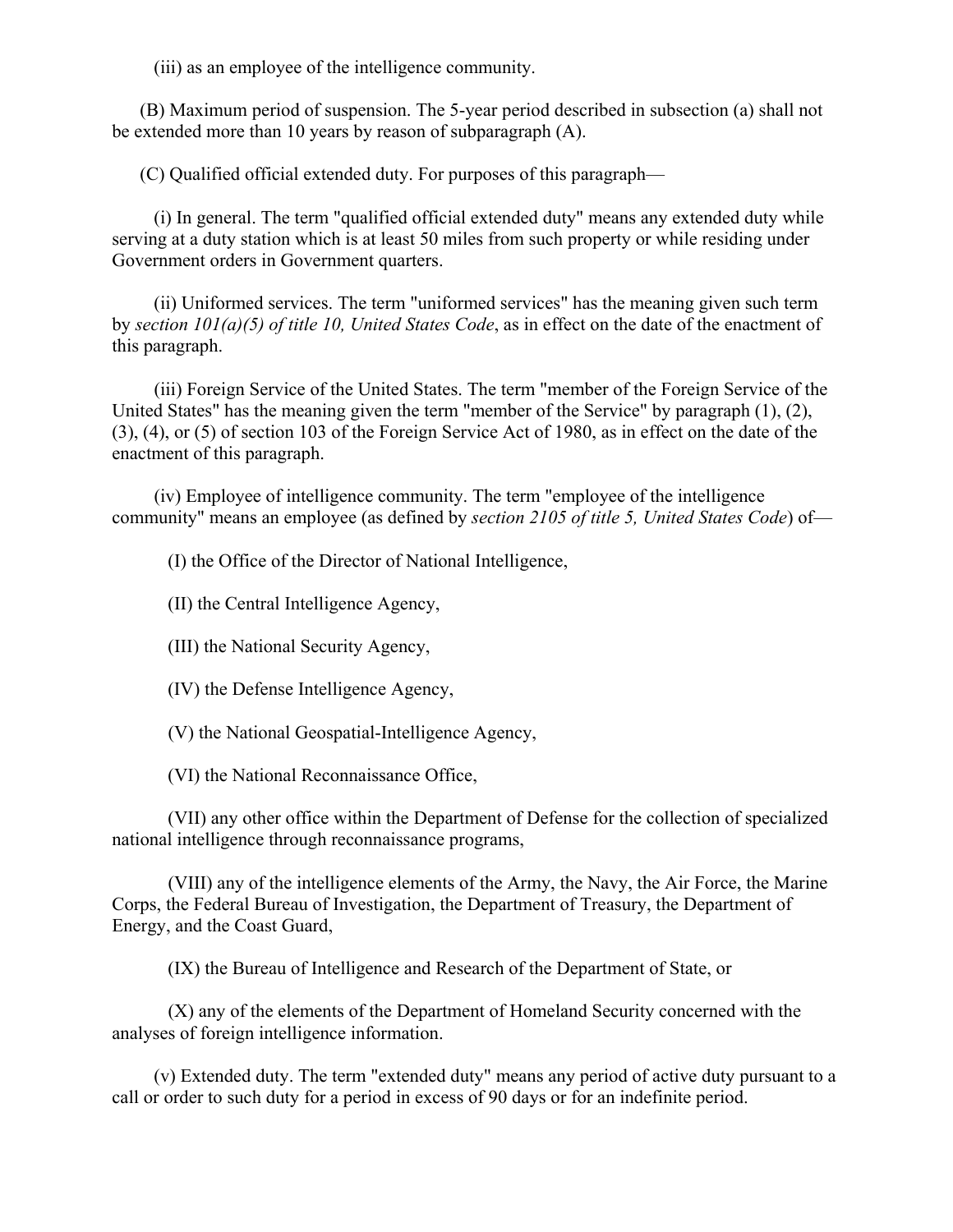(iii) as an employee of the intelligence community.

(B) Maximum period of suspension. The 5-year period described in subsection (a) shall not be extended more than 10 years by reason of subparagraph (A).

(C) Qualified official extended duty. For purposes of this paragraph—

(i) In general. The term "qualified official extended duty" means any extended duty while serving at a duty station which is at least 50 miles from such property or while residing under Government orders in Government quarters.

(ii) Uniformed services. The term "uniformed services" has the meaning given such term by *section 101(a)(5) of title 10, United States Code*, as in effect on the date of the enactment of this paragraph.

(iii) Foreign Service of the United States. The term "member of the Foreign Service of the United States" has the meaning given the term "member of the Service" by paragraph (1), (2), (3), (4), or (5) of section 103 of the Foreign Service Act of 1980, as in effect on the date of the enactment of this paragraph.

(iv) Employee of intelligence community. The term "employee of the intelligence community" means an employee (as defined by *section 2105 of title 5, United States Code*) of—

(I) the Office of the Director of National Intelligence,

(II) the Central Intelligence Agency,

(III) the National Security Agency,

(IV) the Defense Intelligence Agency,

(V) the National Geospatial-Intelligence Agency,

(VI) the National Reconnaissance Office,

(VII) any other office within the Department of Defense for the collection of specialized national intelligence through reconnaissance programs,

(VIII) any of the intelligence elements of the Army, the Navy, the Air Force, the Marine Corps, the Federal Bureau of Investigation, the Department of Treasury, the Department of Energy, and the Coast Guard,

(IX) the Bureau of Intelligence and Research of the Department of State, or

(X) any of the elements of the Department of Homeland Security concerned with the analyses of foreign intelligence information.

(v) Extended duty. The term "extended duty" means any period of active duty pursuant to a call or order to such duty for a period in excess of 90 days or for an indefinite period.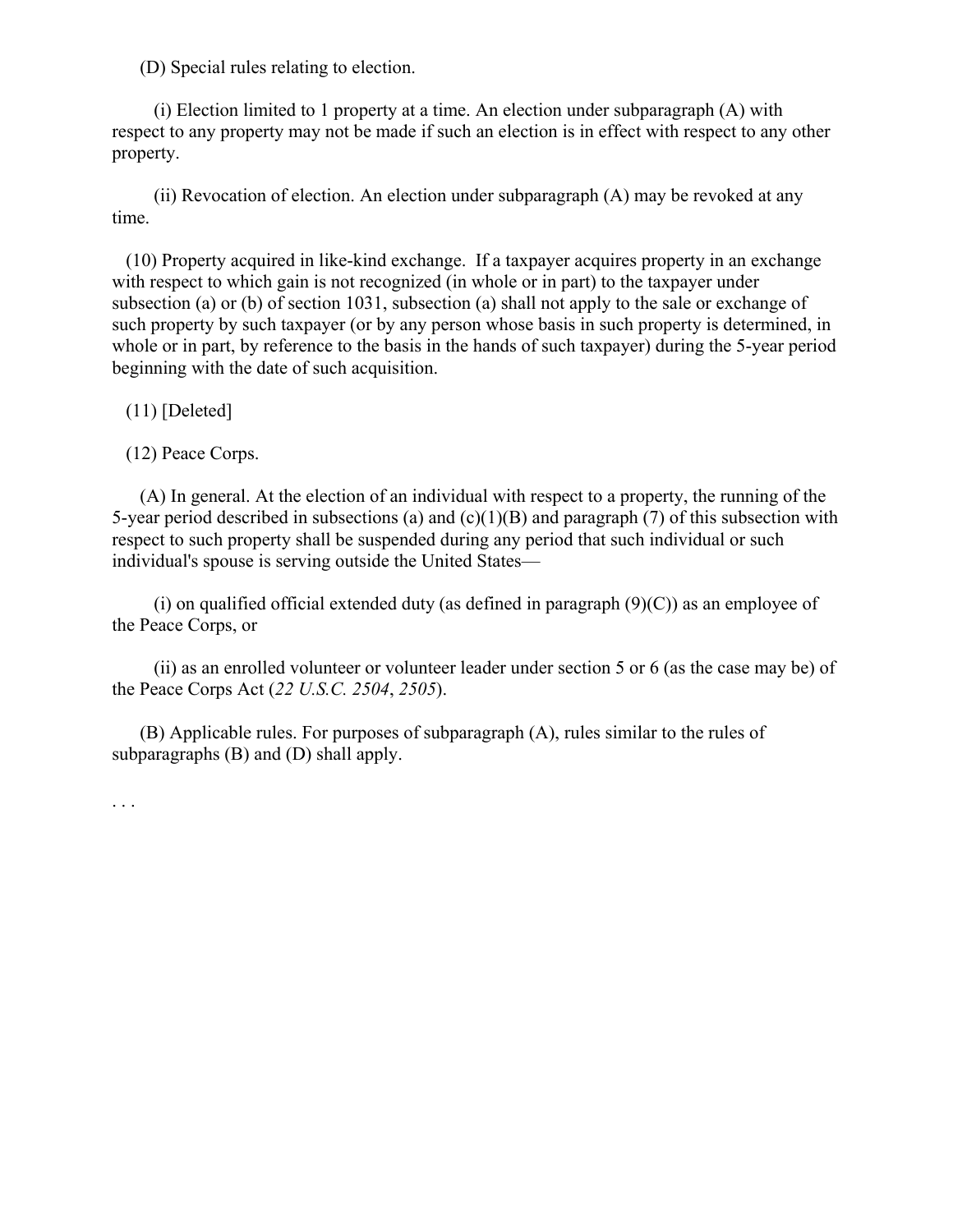(D) Special rules relating to election.

(i) Election limited to 1 property at a time. An election under subparagraph (A) with respect to any property may not be made if such an election is in effect with respect to any other property.

(ii) Revocation of election. An election under subparagraph (A) may be revoked at any time.

(10) Property acquired in like-kind exchange. If a taxpayer acquires property in an exchange with respect to which gain is not recognized (in whole or in part) to the taxpayer under subsection (a) or (b) of section 1031, subsection (a) shall not apply to the sale or exchange of such property by such taxpayer (or by any person whose basis in such property is determined, in whole or in part, by reference to the basis in the hands of such taxpayer) during the 5-year period beginning with the date of such acquisition.

(11) [Deleted]

(12) Peace Corps.

(A) In general. At the election of an individual with respect to a property, the running of the 5-year period described in subsections (a) and (c)(1)(B) and paragraph (7) of this subsection with respect to such property shall be suspended during any period that such individual or such individual's spouse is serving outside the United States—

(i) on qualified official extended duty (as defined in paragraph (9)(C)) as an employee of the Peace Corps, or

(ii) as an enrolled volunteer or volunteer leader under section 5 or 6 (as the case may be) of the Peace Corps Act (*22 U.S.C. 2504*, *2505*).

(B) Applicable rules. For purposes of subparagraph (A), rules similar to the rules of subparagraphs (B) and (D) shall apply.

. . .